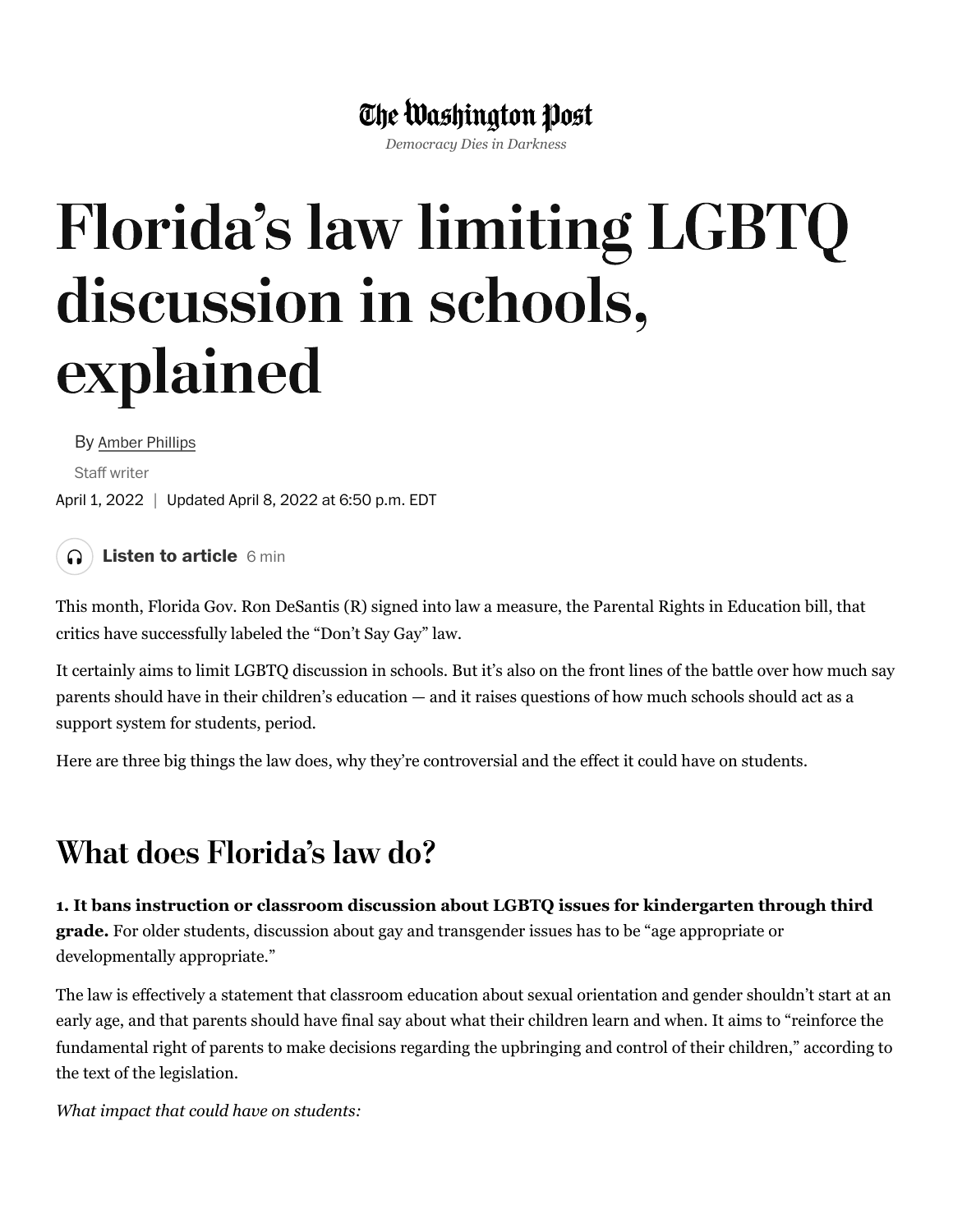The Washington Post

*Democracy Dies in Darkness*

# Florida's law limiting LGBTQ discussion in schools, explained

By Amber Phillips

Staff writer

April 1, 2022 | Updated April 8, 2022 at 6:50 p.m. EDT

Listen to article 6 min

This month, Florida Gov. Ron DeSantis (R) signed into law a measure, the Parental Rights in Education bill, that critics have successfully labeled the "Don't Say Gay" law.

It certainly aims to limit LGBTQ discussion in schools. But it's also on the front lines of the battle over how much say parents should have in their children's education — and it raises questions of how much schools should act as a support system for students, period.

Here are three big things the law does, why they're controversial and the effect it could have on students.

## What does Florida's law do?

**1. It bans instruction or classroom discussion about LGBTQ issues for kindergarten through third grade.** For older students, discussion about gay and transgender issues has to be "age appropriate or developmentally appropriate."

The law is effectively a statement that classroom education about sexual orientation and gender shouldn't start at an early age, and that parents should have final say about what their children learn and when. It aims to "reinforce the fundamental right of parents to make decisions regarding the upbringing and control of their children," according to the text of the legislation.

*What impact that could have on students:*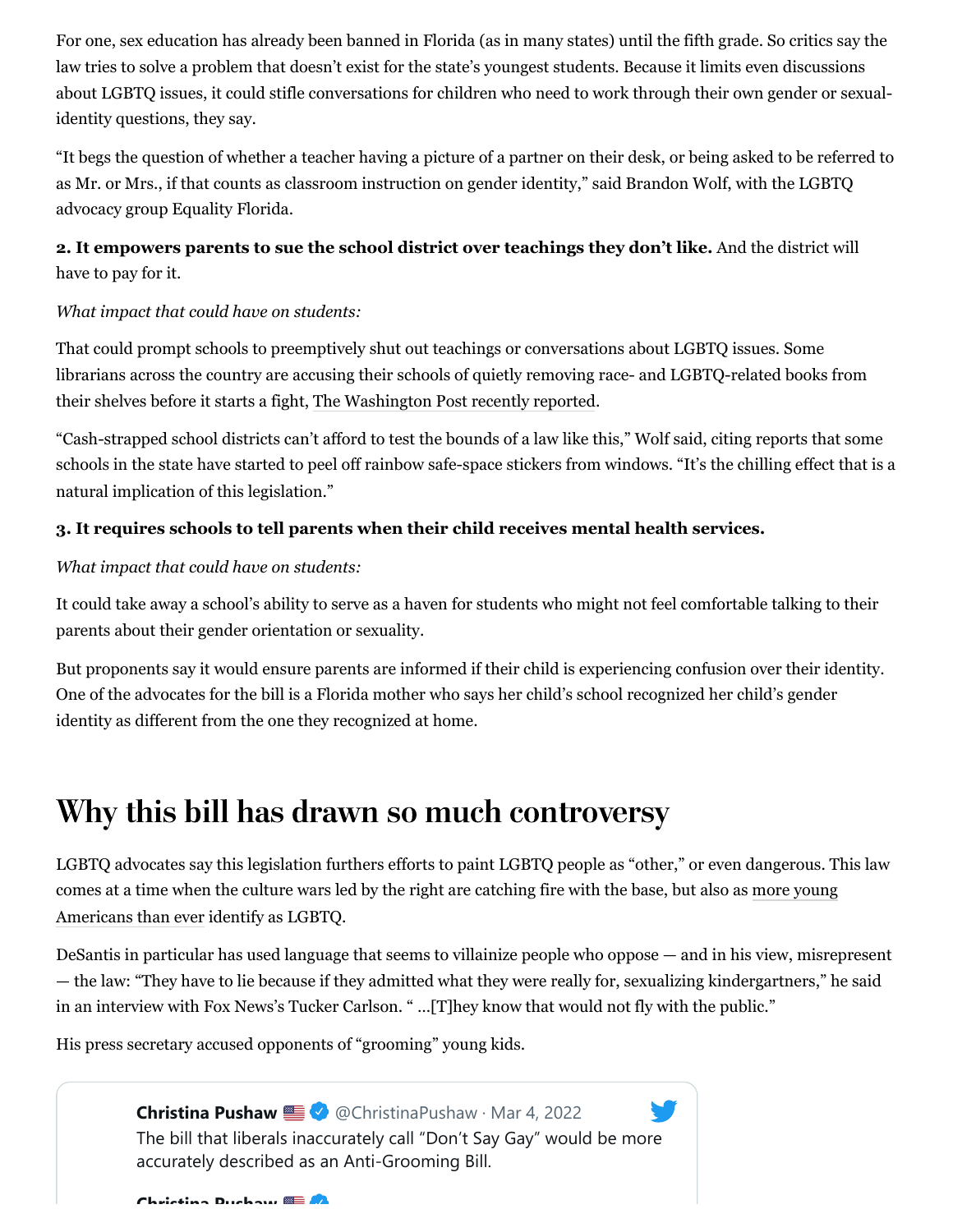For one, sex education has already been banned in Florida (as in many states) until the fifth grade. So critics say the law tries to solve a problem that doesn't exist for the state's youngest students. Because it limits even discussions about LGBTQ issues, it could stifle conversations for children who need to work through their own gender or sexual-identity questions, they say.

"It begs the question of whether a teacher having a picture of a partner on their desk, or being asked to be referred to as Mr. or Mrs., if that counts as classroom instruction on gender identity," said Brandon Wolf, with the LGBTQ advocacy group Equality Florida.

**2. It empowers parents to sue the school district over teachings they don't like.** And the district will have to pay for it.

*What impact that could have on students:*

That could prompt schools to preemptively shut out teachings or conversations about LGBTQ issues. Some librarians across the country are accusing their schools of quietly removing race- and LGBTQ-related books from their shelves before it starts a fight, The Washington Post recently reported.

"Cash-strapped school districts can't afford to test the bounds of a law like this," Wolf said, citing reports that some schools in the state have started to peel off rainbow safe-space stickers from windows. "It's the chilling effect that is a natural implication of this legislation."

**3. It requires schools to tell parents when their child receives mental health services.**

*What impact that could have on students:*

It could take away a school's ability to serve as a haven for students who might not feel comfortable talking to their parents about their gender orientation or sexuality.

But proponents say it would ensure parents are informed if their child is experiencing confusion over their identity. One of the advocates for the bill is a Florida mother who says her child's school recognized her child's gender identity as different from the one they recognized at home.

## Why this bill has drawn so much controversy

LGBTQ advocates say this legislation furthers efforts to paint LGBTQ people as "other," or even dangerous. This law comes at a time when the culture wars led by the right are catching fire with the base, but also as more young Americans than ever identify as LGBTQ.

DeSantis in particular has used language that seems to villainize people who oppose — and in his view, misrepresent — the law: "They have to lie because if they admitted what they were really for, sexualizing kindergartners," he said in an interview with Fox News's Tucker Carlson. " …[T]hey know that would not fly with the public."

His press secretary accused opponents of "grooming" young kids.

Christina Pushaw 🇺🇸 @ChristinaPushaw · Mar 4, 2022
The bill that liberals inaccurately call "Don't Say Gay" would be more accurately described as an Anti-Grooming Bill.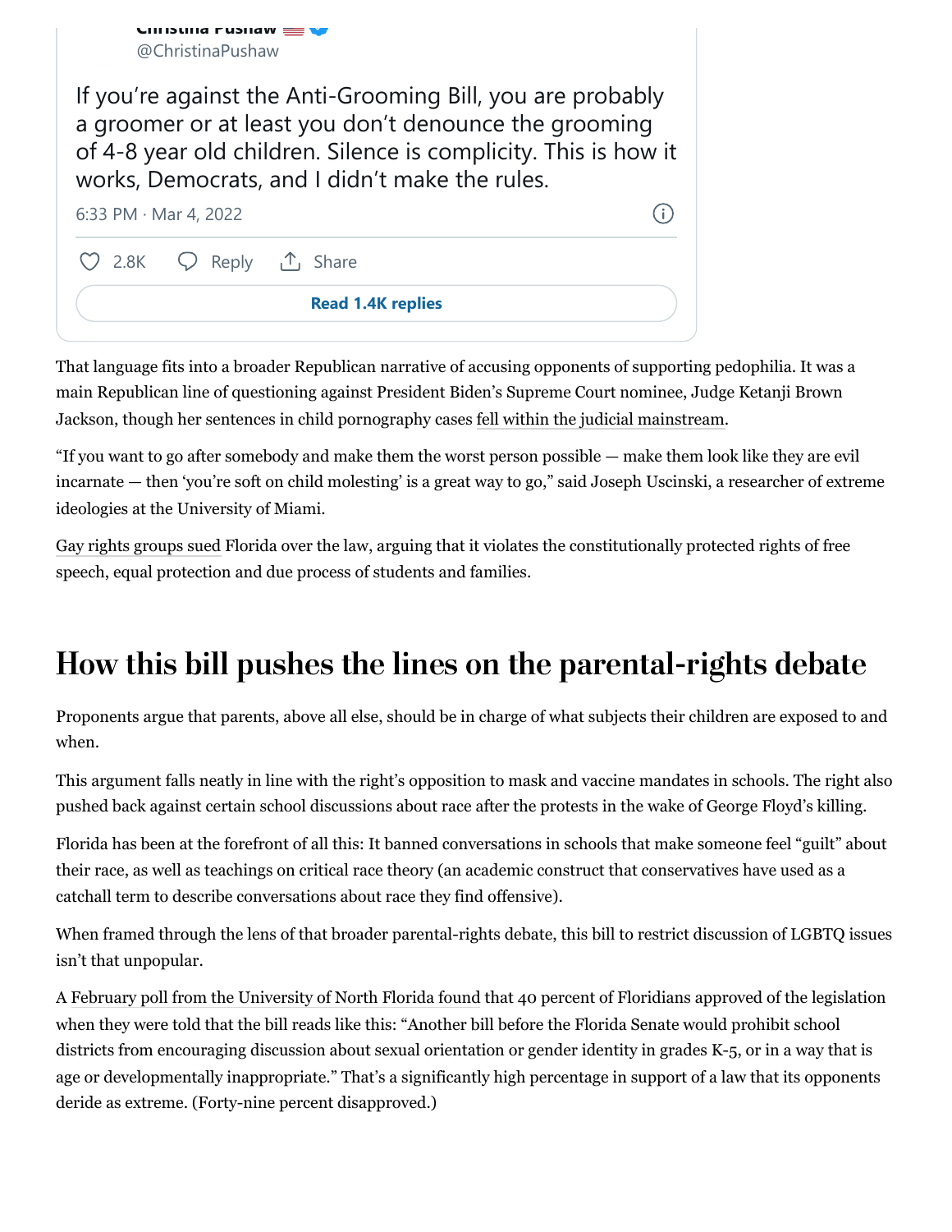Christina Pushaw 🇺🇸
@ChristinaPushaw

If you're against the Anti-Grooming Bill, you are probably a groomer or at least you don't denounce the grooming of 4-8 year old children. Silence is complicity. This is how it works, Democrats, and I didn't make the rules.

6:33 PM · Mar 4, 2022

2.8K Reply Share

Read 1.4K replies

That language fits into a broader Republican narrative of accusing opponents of supporting pedophilia. It was a main Republican line of questioning against President Biden's Supreme Court nominee, Judge Ketanji Brown Jackson, though her sentences in child pornography cases fell within the judicial mainstream.

"If you want to go after somebody and make them the worst person possible — make them look like they are evil incarnate — then 'you're soft on child molesting' is a great way to go," said Joseph Uscinski, a researcher of extreme ideologies at the University of Miami.

Gay rights groups sued Florida over the law, arguing that it violates the constitutionally protected rights of free speech, equal protection and due process of students and families.

## How this bill pushes the lines on the parental-rights debate

Proponents argue that parents, above all else, should be in charge of what subjects their children are exposed to and when.

This argument falls neatly in line with the right's opposition to mask and vaccine mandates in schools. The right also pushed back against certain school discussions about race after the protests in the wake of George Floyd's killing.

Florida has been at the forefront of all this: It banned conversations in schools that make someone feel "guilt" about their race, as well as teachings on critical race theory (an academic construct that conservatives have used as a catchall term to describe conversations about race they find offensive).

When framed through the lens of that broader parental-rights debate, this bill to restrict discussion of LGBTQ issues isn't that unpopular.

A February poll from the University of North Florida found that 40 percent of Floridians approved of the legislation when they were told that the bill reads like this: "Another bill before the Florida Senate would prohibit school districts from encouraging discussion about sexual orientation or gender identity in grades K-5, or in a way that is age or developmentally inappropriate." That's a significantly high percentage in support of a law that its opponents deride as extreme. (Forty-nine percent disapproved.)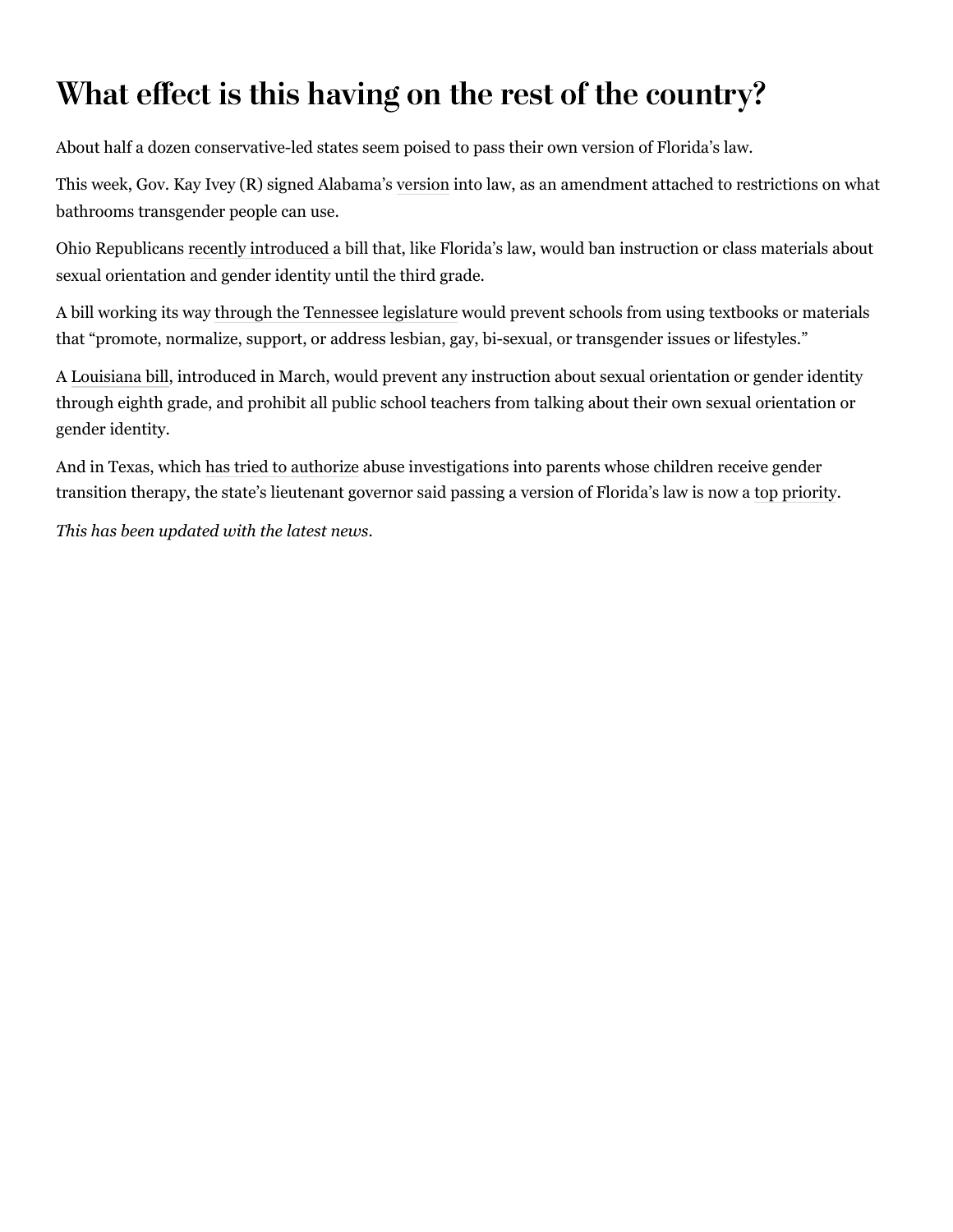# What effect is this having on the rest of the country?

About half a dozen conservative-led states seem poised to pass their own version of Florida's law.

This week, Gov. Kay Ivey (R) signed Alabama's version into law, as an amendment attached to restrictions on what bathrooms transgender people can use.

Ohio Republicans recently introduced a bill that, like Florida's law, would ban instruction or class materials about sexual orientation and gender identity until the third grade.

A bill working its way through the Tennessee legislature would prevent schools from using textbooks or materials that "promote, normalize, support, or address lesbian, gay, bi-sexual, or transgender issues or lifestyles."

A Louisiana bill, introduced in March, would prevent any instruction about sexual orientation or gender identity through eighth grade, and prohibit all public school teachers from talking about their own sexual orientation or gender identity.

And in Texas, which has tried to authorize abuse investigations into parents whose children receive gender transition therapy, the state's lieutenant governor said passing a version of Florida's law is now a top priority.

*This has been updated with the latest news.*